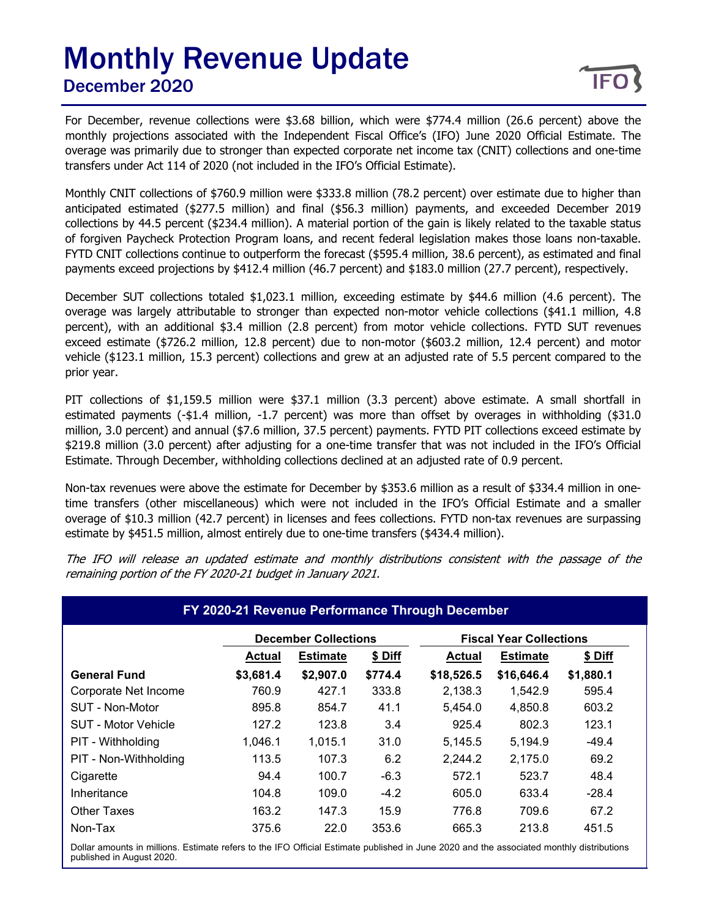# Monthly Revenue Update

## December 2020

For December, revenue collections were $3.68 billion, which were $774.4 million (26.6 percent) above the monthly projections associated with the Independent Fiscal Office's (IFO) June 2020 Official Estimate. The overage was primarily due to stronger than expected corporate net income tax (CNIT) collections and one-time transfers under Act 114 of 2020 (not included in the IFO's Official Estimate).

Monthly CNIT collections of $760.9 million were $333.8 million (78.2 percent) over estimate due to higher than anticipated estimated ($277.5 million) and final ($56.3 million) payments, and exceeded December 2019 collections by 44.5 percent ($234.4 million). A material portion of the gain is likely related to the taxable status of forgiven Paycheck Protection Program loans, and recent federal legislation makes those loans non-taxable. FYTD CNIT collections continue to outperform the forecast ($595.4 million, 38.6 percent), as estimated and final payments exceed projections by $412.4 million (46.7 percent) and $183.0 million (27.7 percent), respectively.

December SUT collections totaled $1,023.1 million, exceeding estimate by $44.6 million (4.6 percent). The overage was largely attributable to stronger than expected non-motor vehicle collections ($41.1 million, 4.8 percent), with an additional $3.4 million (2.8 percent) from motor vehicle collections. FYTD SUT revenues exceed estimate ($726.2 million, 12.8 percent) due to non-motor ($603.2 million, 12.4 percent) and motor vehicle ($123.1 million, 15.3 percent) collections and grew at an adjusted rate of 5.5 percent compared to the prior year.

PIT collections of $1,159.5 million were $37.1 million (3.3 percent) above estimate. A small shortfall in estimated payments (-$1.4 million, -1.7 percent) was more than offset by overages in withholding ($31.0 million, 3.0 percent) and annual ($7.6 million, 37.5 percent) payments. FYTD PIT collections exceed estimate by $219.8 million (3.0 percent) after adjusting for a one-time transfer that was not included in the IFO's Official Estimate. Through December, withholding collections declined at an adjusted rate of 0.9 percent.

Non-tax revenues were above the estimate for December by $353.6 million as a result of $334.4 million in one-time transfers (other miscellaneous) which were not included in the IFO's Official Estimate and a smaller overage of $10.3 million (42.7 percent) in licenses and fees collections. FYTD non-tax revenues are surpassing estimate by $451.5 million, almost entirely due to one-time transfers ($434.4 million).

*The IFO will release an updated estimate and monthly distributions consistent with the passage of the remaining portion of the FY 2020-21 budget in January 2021.*

**FY 2020-21 Revenue Performance Through December**

| | December Collections | | | Fiscal Year Collections | | |
|---|---|---|---|---|---|---|
| | Actual | Estimate | $ Diff | Actual | Estimate | $ Diff |
| **General Fund** | **$3,681.4** | **$2,907.0** | **$774.4** | **$18,526.5** | **$16,646.4** | **$1,880.1** |
| Corporate Net Income | 760.9 | 427.1 | 333.8 | 2,138.3 | 1,542.9 | 595.4 |
| SUT - Non-Motor | 895.8 | 854.7 | 41.1 | 5,454.0 | 4,850.8 | 603.2 |
| SUT - Motor Vehicle | 127.2 | 123.8 | 3.4 | 925.4 | 802.3 | 123.1 |
| PIT - Withholding | 1,046.1 | 1,015.1 | 31.0 | 5,145.5 | 5,194.9 | -49.4 |
| PIT - Non-Withholding | 113.5 | 107.3 | 6.2 | 2,244.2 | 2,175.0 | 69.2 |
| Cigarette | 94.4 | 100.7 | -6.3 | 572.1 | 523.7 | 48.4 |
| Inheritance | 104.8 | 109.0 | -4.2 | 605.0 | 633.4 | -28.4 |
| Other Taxes | 163.2 | 147.3 | 15.9 | 776.8 | 709.6 | 67.2 |
| Non-Tax | 375.6 | 22.0 | 353.6 | 665.3 | 213.8 | 451.5 |

Dollar amounts in millions. Estimate refers to the IFO Official Estimate published in June 2020 and the associated monthly distributions published in August 2020.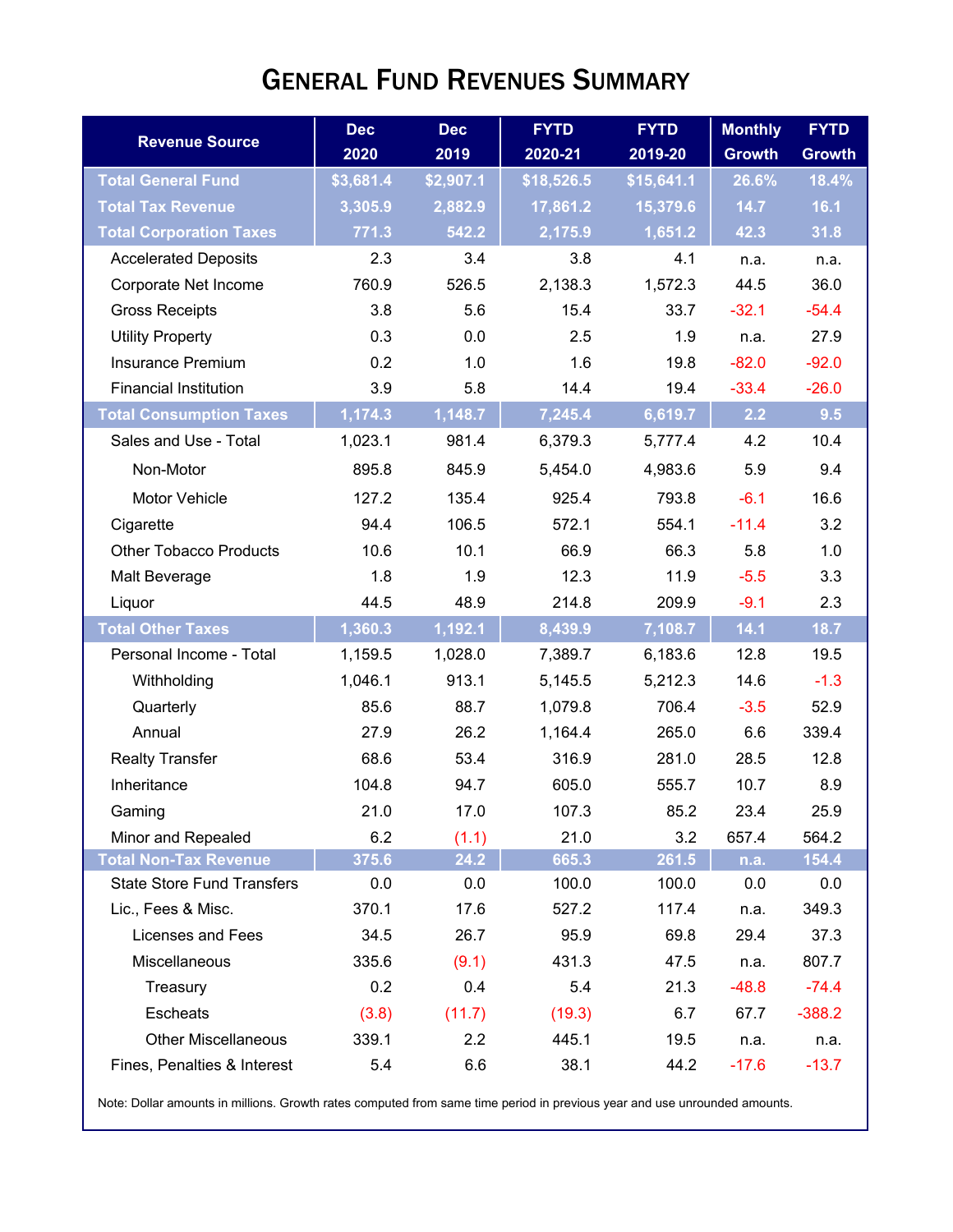# General Fund Revenues Summary

| Revenue Source | Dec 2020 | Dec 2019 | FYTD 2020-21 | FYTD 2019-20 | Monthly Growth | FYTD Growth |
|---|---|---|---|---|---|---|
| **Total General Fund** | **$3,681.4** | **$2,907.1** | **$18,526.5** | **$15,641.1** | **26.6%** | **18.4%** |
| **Total Tax Revenue** | **3,305.9** | **2,882.9** | **17,861.2** | **15,379.6** | **14.7** | **16.1** |
| **Total Corporation Taxes** | **771.3** | **542.2** | **2,175.9** | **1,651.2** | **42.3** | **31.8** |
| Accelerated Deposits | 2.3 | 3.4 | 3.8 | 4.1 | n.a. | n.a. |
| Corporate Net Income | 760.9 | 526.5 | 2,138.3 | 1,572.3 | 44.5 | 36.0 |
| Gross Receipts | 3.8 | 5.6 | 15.4 | 33.7 | -32.1 | -54.4 |
| Utility Property | 0.3 | 0.0 | 2.5 | 1.9 | n.a. | 27.9 |
| Insurance Premium | 0.2 | 1.0 | 1.6 | 19.8 | -82.0 | -92.0 |
| Financial Institution | 3.9 | 5.8 | 14.4 | 19.4 | -33.4 | -26.0 |
| **Total Consumption Taxes** | **1,174.3** | **1,148.7** | **7,245.4** | **6,619.7** | **2.2** | **9.5** |
| Sales and Use - Total | 1,023.1 | 981.4 | 6,379.3 | 5,777.4 | 4.2 | 10.4 |
| Non-Motor | 895.8 | 845.9 | 5,454.0 | 4,983.6 | 5.9 | 9.4 |
| Motor Vehicle | 127.2 | 135.4 | 925.4 | 793.8 | -6.1 | 16.6 |
| Cigarette | 94.4 | 106.5 | 572.1 | 554.1 | -11.4 | 3.2 |
| Other Tobacco Products | 10.6 | 10.1 | 66.9 | 66.3 | 5.8 | 1.0 |
| Malt Beverage | 1.8 | 1.9 | 12.3 | 11.9 | -5.5 | 3.3 |
| Liquor | 44.5 | 48.9 | 214.8 | 209.9 | -9.1 | 2.3 |
| **Total Other Taxes** | **1,360.3** | **1,192.1** | **8,439.9** | **7,108.7** | **14.1** | **18.7** |
| Personal Income - Total | 1,159.5 | 1,028.0 | 7,389.7 | 6,183.6 | 12.8 | 19.5 |
| Withholding | 1,046.1 | 913.1 | 5,145.5 | 5,212.3 | 14.6 | -1.3 |
| Quarterly | 85.6 | 88.7 | 1,079.8 | 706.4 | -3.5 | 52.9 |
| Annual | 27.9 | 26.2 | 1,164.4 | 265.0 | 6.6 | 339.4 |
| Realty Transfer | 68.6 | 53.4 | 316.9 | 281.0 | 28.5 | 12.8 |
| Inheritance | 104.8 | 94.7 | 605.0 | 555.7 | 10.7 | 8.9 |
| Gaming | 21.0 | 17.0 | 107.3 | 85.2 | 23.4 | 25.9 |
| Minor and Repealed | 6.2 | (1.1) | 21.0 | 3.2 | 657.4 | 564.2 |
| **Total Non-Tax Revenue** | **375.6** | **24.2** | **665.3** | **261.5** | **n.a.** | **154.4** |
| State Store Fund Transfers | 0.0 | 0.0 | 100.0 | 100.0 | 0.0 | 0.0 |
| Lic., Fees & Misc. | 370.1 | 17.6 | 527.2 | 117.4 | n.a. | 349.3 |
| Licenses and Fees | 34.5 | 26.7 | 95.9 | 69.8 | 29.4 | 37.3 |
| Miscellaneous | 335.6 | (9.1) | 431.3 | 47.5 | n.a. | 807.7 |
| Treasury | 0.2 | 0.4 | 5.4 | 21.3 | -48.8 | -74.4 |
| Escheats | (3.8) | (11.7) | (19.3) | 6.7 | 67.7 | -388.2 |
| Other Miscellaneous | 339.1 | 2.2 | 445.1 | 19.5 | n.a. | n.a. |
| Fines, Penalties & Interest | 5.4 | 6.6 | 38.1 | 44.2 | -17.6 | -13.7 |

Note: Dollar amounts in millions. Growth rates computed from same time period in previous year and use unrounded amounts.